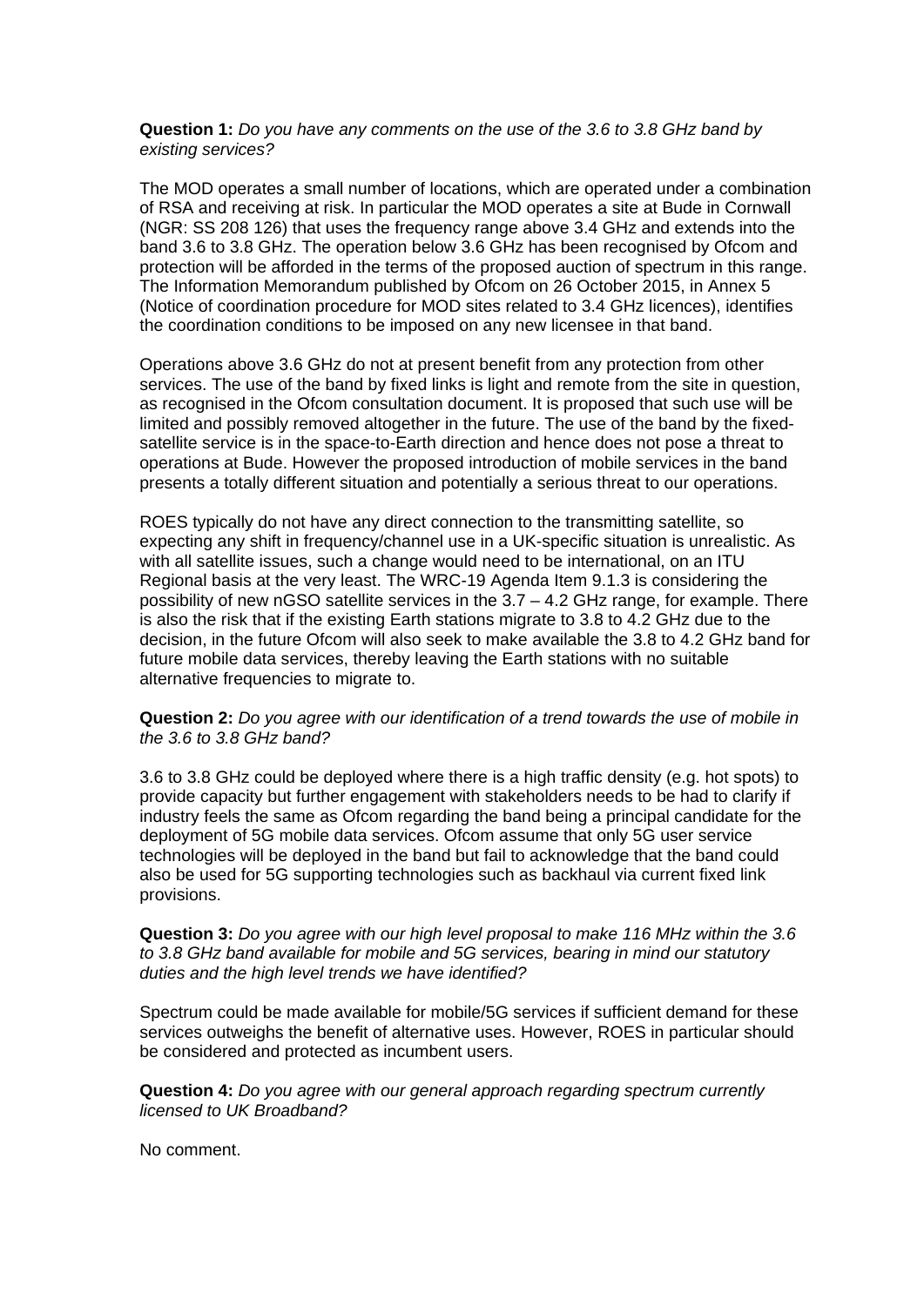**Question 1:** *Do you have any comments on the use of the 3.6 to 3.8 GHz band by existing services?*

The MOD operates a small number of locations, which are operated under a combination of RSA and receiving at risk. In particular the MOD operates a site at Bude in Cornwall (NGR: SS 208 126) that uses the frequency range above 3.4 GHz and extends into the band 3.6 to 3.8 GHz. The operation below 3.6 GHz has been recognised by Ofcom and protection will be afforded in the terms of the proposed auction of spectrum in this range. The Information Memorandum published by Ofcom on 26 October 2015, in Annex 5 (Notice of coordination procedure for MOD sites related to 3.4 GHz licences), identifies the coordination conditions to be imposed on any new licensee in that band.

Operations above 3.6 GHz do not at present benefit from any protection from other services. The use of the band by fixed links is light and remote from the site in question, as recognised in the Ofcom consultation document. It is proposed that such use will be limited and possibly removed altogether in the future. The use of the band by the fixed-satellite service is in the space-to-Earth direction and hence does not pose a threat to operations at Bude. However the proposed introduction of mobile services in the band presents a totally different situation and potentially a serious threat to our operations.

ROES typically do not have any direct connection to the transmitting satellite, so expecting any shift in frequency/channel use in a UK-specific situation is unrealistic. As with all satellite issues, such a change would need to be international, on an ITU Regional basis at the very least. The WRC-19 Agenda Item 9.1.3 is considering the possibility of new nGSO satellite services in the 3.7 – 4.2 GHz range, for example. There is also the risk that if the existing Earth stations migrate to 3.8 to 4.2 GHz due to the decision, in the future Ofcom will also seek to make available the 3.8 to 4.2 GHz band for future mobile data services, thereby leaving the Earth stations with no suitable alternative frequencies to migrate to.

**Question 2:** *Do you agree with our identification of a trend towards the use of mobile in the 3.6 to 3.8 GHz band?*

3.6 to 3.8 GHz could be deployed where there is a high traffic density (e.g. hot spots) to provide capacity but further engagement with stakeholders needs to be had to clarify if industry feels the same as Ofcom regarding the band being a principal candidate for the deployment of 5G mobile data services. Ofcom assume that only 5G user service technologies will be deployed in the band but fail to acknowledge that the band could also be used for 5G supporting technologies such as backhaul via current fixed link provisions.

**Question 3:** *Do you agree with our high level proposal to make 116 MHz within the 3.6 to 3.8 GHz band available for mobile and 5G services, bearing in mind our statutory duties and the high level trends we have identified?*

Spectrum could be made available for mobile/5G services if sufficient demand for these services outweighs the benefit of alternative uses. However, ROES in particular should be considered and protected as incumbent users.

**Question 4:** *Do you agree with our general approach regarding spectrum currently licensed to UK Broadband?*

No comment.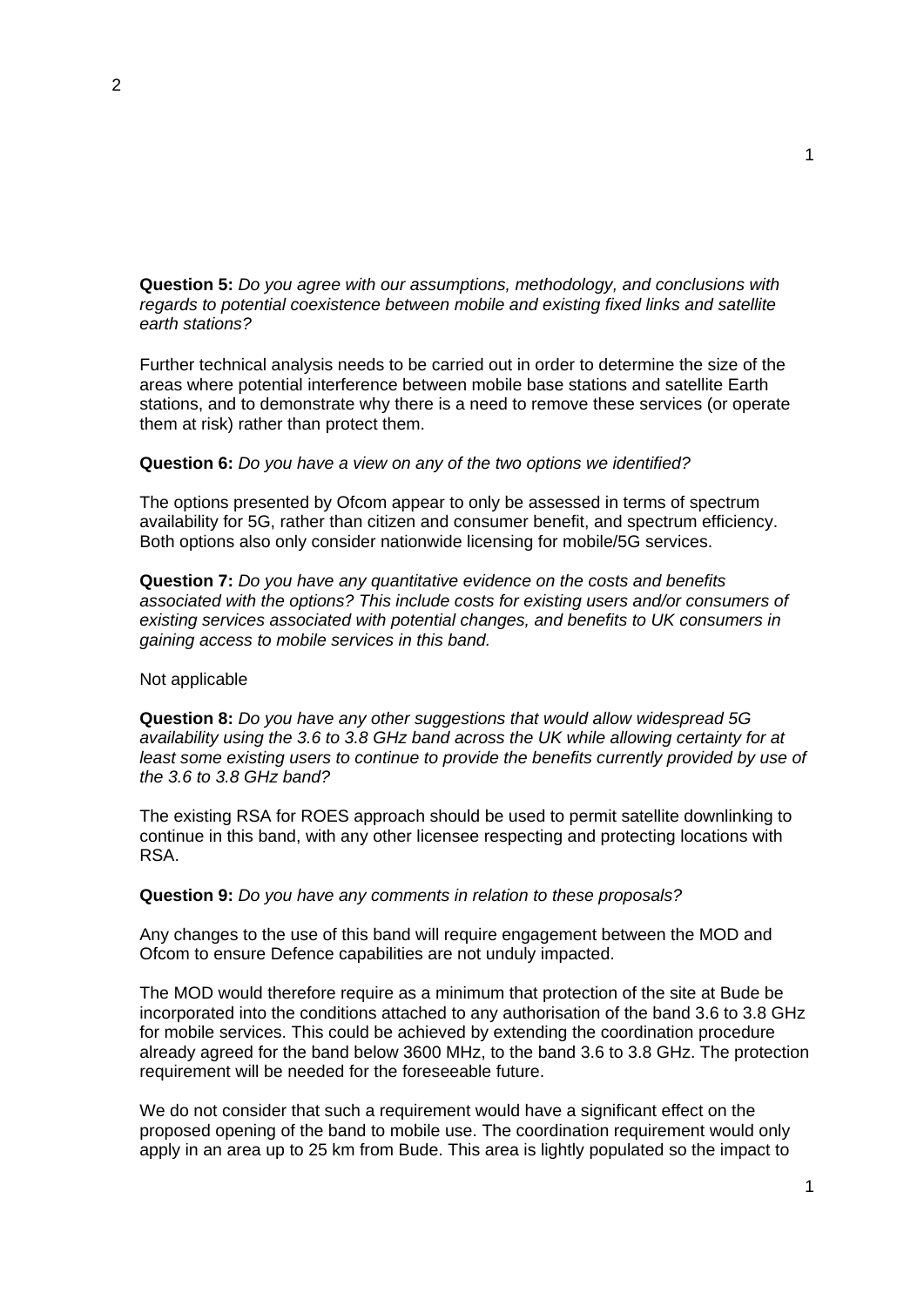**Question 5:** *Do you agree with our assumptions, methodology, and conclusions with regards to potential coexistence between mobile and existing fixed links and satellite earth stations?*

Further technical analysis needs to be carried out in order to determine the size of the areas where potential interference between mobile base stations and satellite Earth stations, and to demonstrate why there is a need to remove these services (or operate them at risk) rather than protect them.

**Question 6:** *Do you have a view on any of the two options we identified?*

The options presented by Ofcom appear to only be assessed in terms of spectrum availability for 5G, rather than citizen and consumer benefit, and spectrum efficiency. Both options also only consider nationwide licensing for mobile/5G services.

**Question 7:** *Do you have any quantitative evidence on the costs and benefits associated with the options? This include costs for existing users and/or consumers of existing services associated with potential changes, and benefits to UK consumers in gaining access to mobile services in this band.*

Not applicable

**Question 8:** *Do you have any other suggestions that would allow widespread 5G availability using the 3.6 to 3.8 GHz band across the UK while allowing certainty for at least some existing users to continue to provide the benefits currently provided by use of the 3.6 to 3.8 GHz band?*

The existing RSA for ROES approach should be used to permit satellite downlinking to continue in this band, with any other licensee respecting and protecting locations with RSA.

**Question 9:** *Do you have any comments in relation to these proposals?*

Any changes to the use of this band will require engagement between the MOD and Ofcom to ensure Defence capabilities are not unduly impacted.

The MOD would therefore require as a minimum that protection of the site at Bude be incorporated into the conditions attached to any authorisation of the band 3.6 to 3.8 GHz for mobile services. This could be achieved by extending the coordination procedure already agreed for the band below 3600 MHz, to the band 3.6 to 3.8 GHz. The protection requirement will be needed for the foreseeable future.

We do not consider that such a requirement would have a significant effect on the proposed opening of the band to mobile use. The coordination requirement would only apply in an area up to 25 km from Bude. This area is lightly populated so the impact to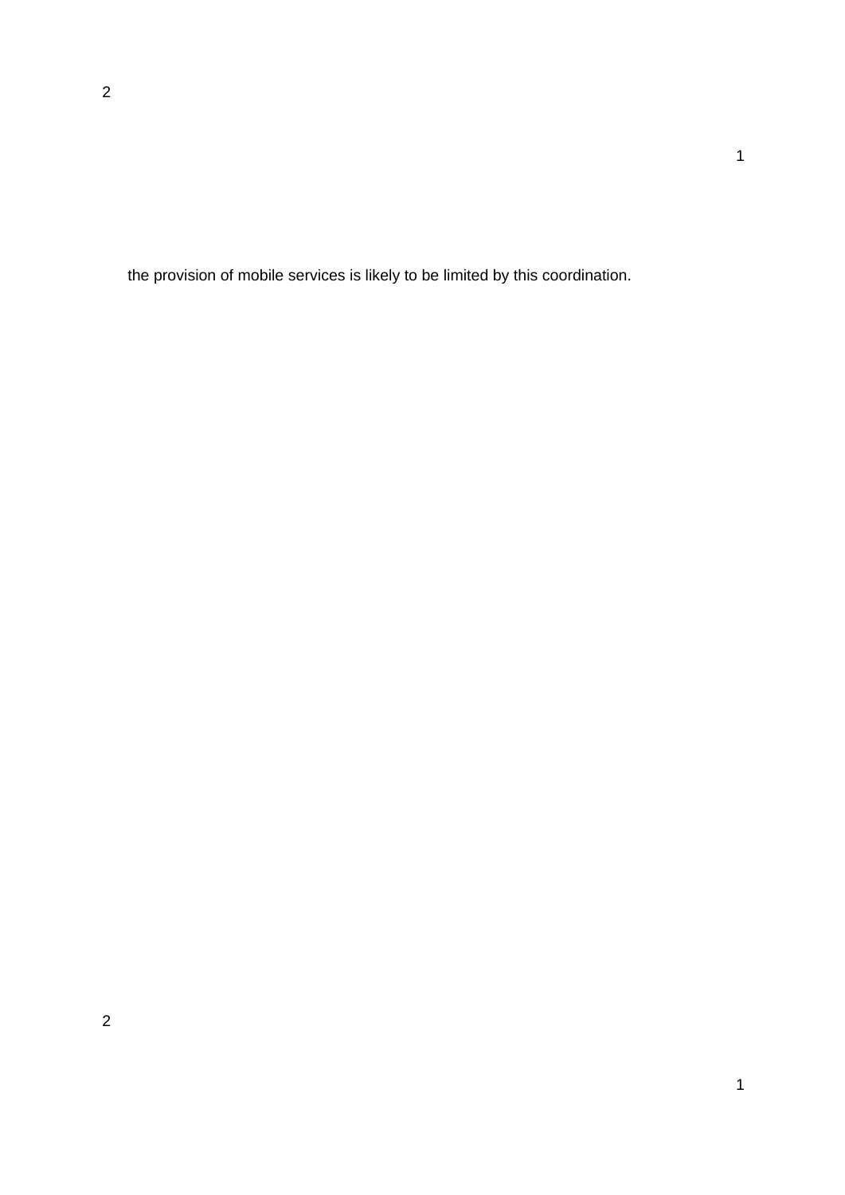the provision of mobile services is likely to be limited by this coordination.